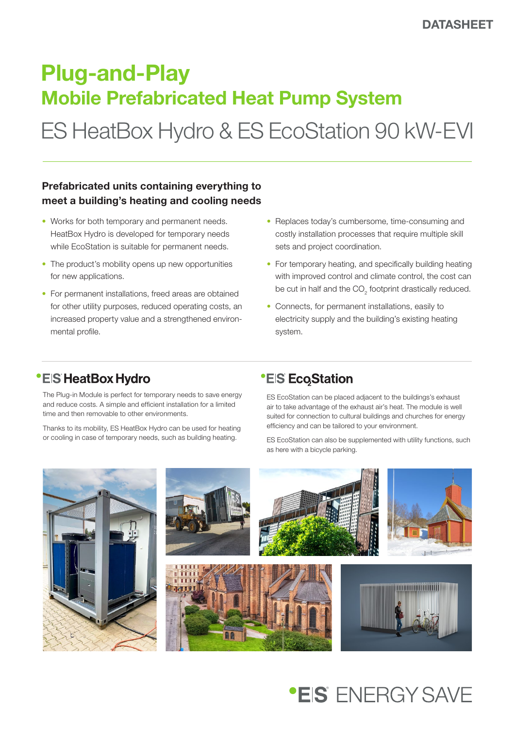DATASHEET

# Plug-and-Play

## Mobile Prefabricated Heat Pump System

## ES HeatBox Hydro & ES EcoStation 90 kW-EVI

### Prefabricated units containing everything to meet a building's heating and cooling needs

- Works for both temporary and permanent needs. HeatBox Hydro is developed for temporary needs while EcoStation is suitable for permanent needs.
- The product's mobility opens up new opportunities for new applications.
- For permanent installations, freed areas are obtained for other utility purposes, reduced operating costs, an increased property value and a strengthened environmental profile.
- Replaces today's cumbersome, time-consuming and costly installation processes that require multiple skill sets and project coordination.
- For temporary heating, and specifically building heating with improved control and climate control, the cost can be cut in half and the $CO_2$ footprint drastically reduced.
- Connects, for permanent installations, easily to electricity supply and the building's existing heating system.

### ES HeatBox Hydro

The Plug-in Module is perfect for temporary needs to save energy and reduce costs. A simple and efficient installation for a limited time and then removable to other environments.

Thanks to its mobility, ES HeatBox Hydro can be used for heating or cooling in case of temporary needs, such as building heating.

### ES EcoStation

ES EcoStation can be placed adjacent to the buildings's exhaust air to take advantage of the exhaust air's heat. The module is well suited for connection to cultural buildings and churches for energy efficiency and can be tailored to your environment.

ES EcoStation can also be supplemented with utility functions, such as here with a bicycle parking.

ES ENERGY SAVE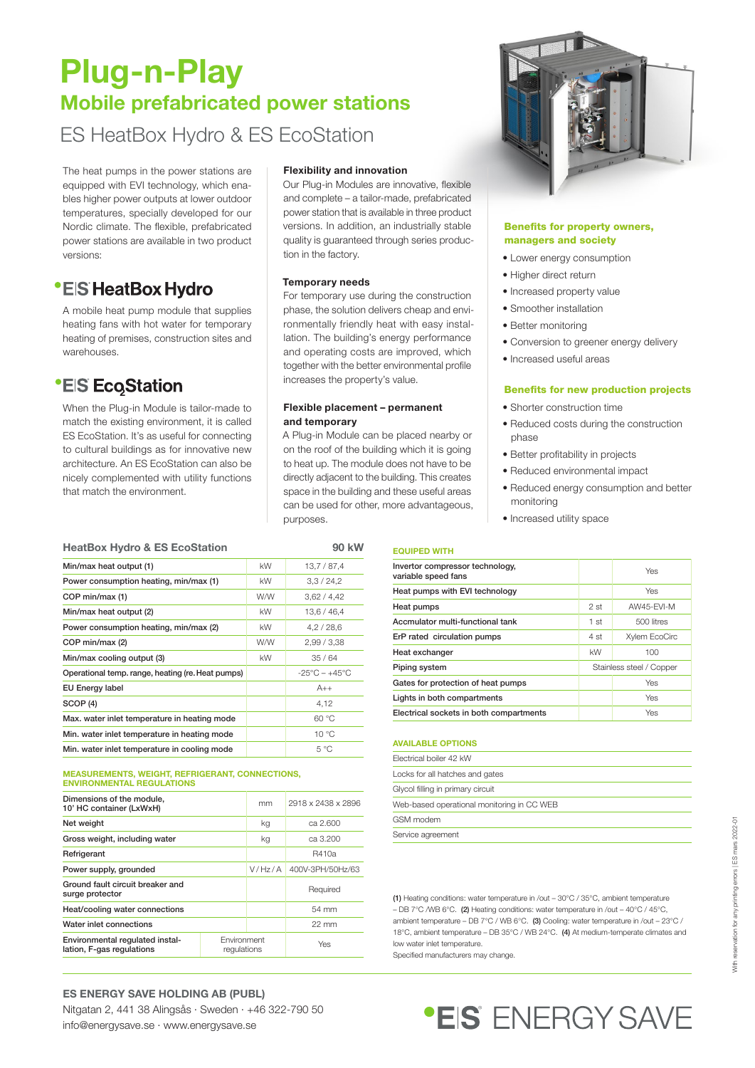# Plug-n-Play

## Mobile prefabricated power stations

### ES HeatBox Hydro & ES EcoStation

The heat pumps in the power stations are equipped with EVI technology, which enables higher power outputs at lower outdoor temperatures, specially developed for our Nordic climate. The flexible, prefabricated power stations are available in two product versions:

### •E|S HeatBox Hydro

A mobile heat pump module that supplies heating fans with hot water for temporary heating of premises, construction sites and warehouses.

### •E|S Eco2Station

When the Plug-in Module is tailor-made to match the existing environment, it is called ES EcoStation. It's as useful for connecting to cultural buildings as for innovative new architecture. An ES EcoStation can also be nicely complemented with utility functions that match the environment.

**Flexibility and innovation**

Our Plug-in Modules are innovative, flexible and complete – a tailor-made, prefabricated power station that is available in three product versions. In addition, an industrially stable quality is guaranteed through series production in the factory.

**Temporary needs**

For temporary use during the construction phase, the solution delivers cheap and environmentally friendly heat with easy installation. The building's energy performance and operating costs are improved, which together with the better environmental profile increases the property's value.

**Flexible placement – permanent and temporary**

A Plug-in Module can be placed nearby or on the roof of the building which it is going to heat up. The module does not have to be directly adjacent to the building. This creates space in the building and these useful areas can be used for other, more advantageous, purposes.

#### Benefits for property owners, managers and society

- Lower energy consumption
- Higher direct return
- Increased property value
- Smoother installation
- Better monitoring
- Conversion to greener energy delivery
- Increased useful areas

#### Benefits for new production projects

- Shorter construction time
- Reduced costs during the construction phase
- Better profitability in projects
- Reduced environmental impact
- Reduced energy consumption and better monitoring
- Increased utility space

| HeatBox Hydro & ES EcoStation | | 90 kW |
|---|---|---|
| Min/max heat output (1) | kW | 13,7 / 87,4 |
| Power consumption heating, min/max (1) | kW | 3,3 / 24,2 |
| COP min/max (1) | W/W | 3,62 / 4,42 |
| Min/max heat output (2) | kW | 13,6 / 46,4 |
| Power consumption heating, min/max (2) | kW | 4,2 / 28,6 |
| COP min/max (2) | W/W | 2,99 / 3,38 |
| Min/max cooling output (3) | kW | 35 / 64 |
| Operational temp. range, heating (re. Heat pumps) | | -25°C – +45°C |
| EU Energy label | | A++ |
| SCOP (4) | | 4,12 |
| Max. water inlet temperature in heating mode | | 60 °C |
| Min. water inlet temperature in heating mode | | 10 °C |
| Min. water inlet temperature in cooling mode | | 5 °C |

#### MEASUREMENTS, WEIGHT, REFRIGERANT, CONNECTIONS, ENVIRONMENTAL REGULATIONS

| | | |
|---|---|---|
| Dimensions of the module, 10' HC container (LxWxH) | mm | 2918 x 2438 x 2896 |
| Net weight | kg | ca 2.600 |
| Gross weight, including water | kg | ca 3.200 |
| Refrigerant | | R410a |
| Power supply, grounded | V / Hz / A | 400V-3PH/50Hz/63 |
| Ground fault circuit breaker and surge protector | | Required |
| Heat/cooling water connections | | 54 mm |
| Water inlet connections | | 22 mm |
| Environmental regulated installation, F-gas regulations | Environment regulations | Yes |

#### EQUIPED WITH

| | | |
|---|---|---|
| Invertor compressor technology, variable speed fans | | Yes |
| Heat pumps with EVI technology | | Yes |
| Heat pumps | 2 st | AW45-EVI-M |
| Accmulator multi-functional tank | 1 st | 500 litres |
| ErP rated circulation pumps | 4 st | Xylem EcoCirc |
| Heat exchanger | kW | 100 |
| Piping system | | Stainless steel / Copper |
| Gates for protection of heat pumps | | Yes |
| Lights in both compartments | | Yes |
| Electrical sockets in both compartments | | Yes |

#### AVAILABLE OPTIONS

- Electrical boiler 42 kW
- Locks for all hatches and gates
- Glycol filling in primary circuit
- Web-based operational monitoring in CC WEB
- GSM modem
- Service agreement

**(1)** Heating conditions: water temperature in /out – 30°C / 35°C, ambient temperature – DB 7°C /WB 6°C. **(2)** Heating conditions: water temperature in /out – 40°C / 45°C, ambient temperature – DB 7°C / WB 6°C. **(3)** Cooling: water temperature in /out – 23°C / 18°C, ambient temperature – DB 35°C / WB 24°C. **(4)** At medium-temperate climates and low water inlet temperature.
Specified manufacturers may change.

With reservation for any printing errors | ES mars 2022-01

**ES ENERGY SAVE HOLDING AB (PUBL)**
Nitgatan 2, 441 38 Alingsås · Sweden · +46 322-790 50
info@energysave.se · www.energysave.se

•E|S ENERGY SAVE